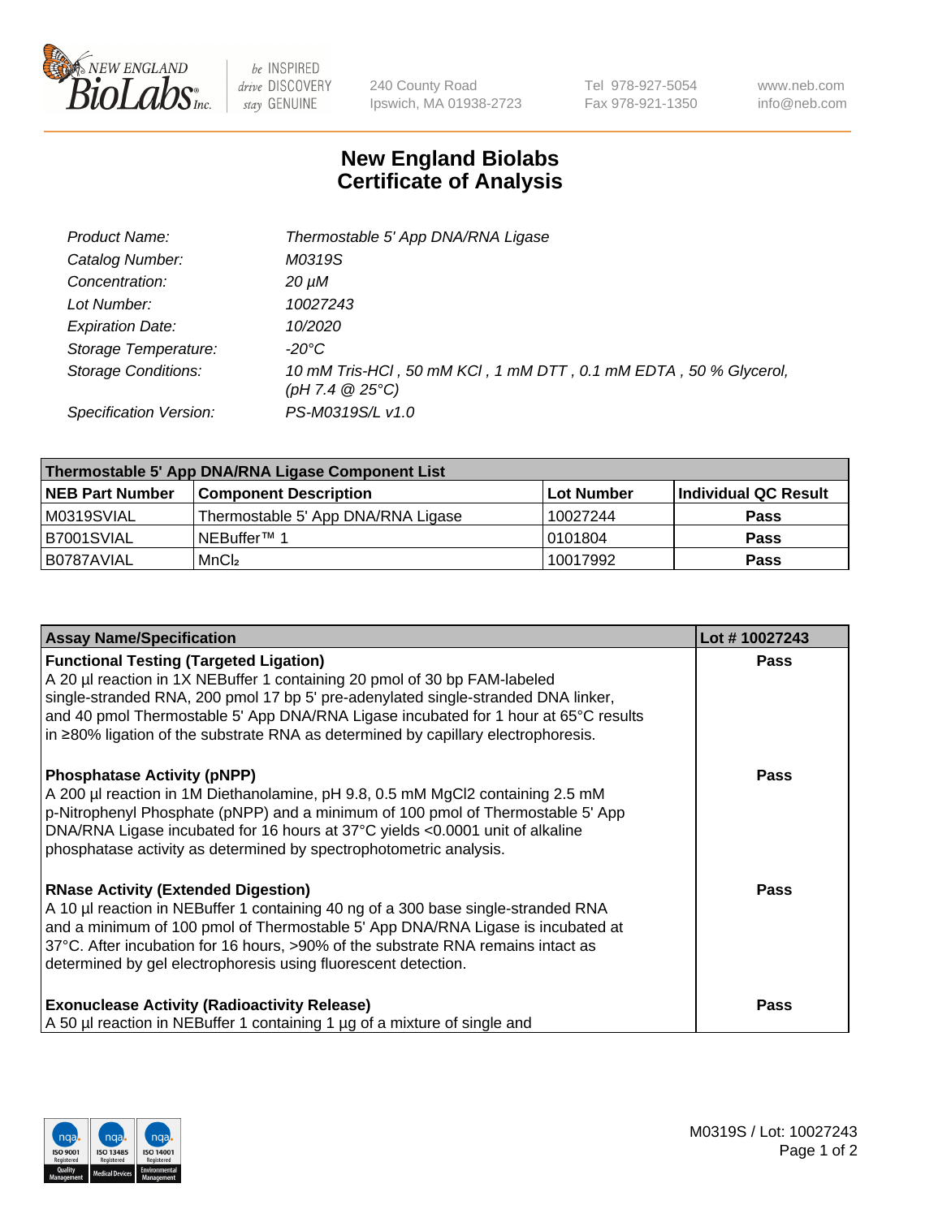# New England Biolabs
# Certificate of Analysis

| | |
|---|---|
| *Product Name:* | *Thermostable 5' App DNA/RNA Ligase* |
| *Catalog Number:* | *M0319S* |
| *Concentration:* | *20 µM* |
| *Lot Number:* | *10027243* |
| *Expiration Date:* | *10/2020* |
| *Storage Temperature:* | *-20°C* |
| *Storage Conditions:* | *10 mM Tris-HCl , 50 mM KCl , 1 mM DTT , 0.1 mM EDTA , 50 % Glycerol, (pH 7.4 @ 25°C)* |
| *Specification Version:* | *PS-M0319S/L v1.0* |

| Thermostable 5' App DNA/RNA Ligase Component List | | | |
|---|---|---|---|
| **NEB Part Number** | **Component Description** | **Lot Number** | **Individual QC Result** |
| M0319SVIAL | Thermostable 5' App DNA/RNA Ligase | 10027244 | **Pass** |
| B7001SVIAL | NEBuffer™ 1 | 0101804 | **Pass** |
| B0787AVIAL | $MnCl_2$ | 10017992 | **Pass** |

| Assay Name/Specification | Lot # 10027243 |
|---|---|
| **Functional Testing (Targeted Ligation)**<br>A 20 µl reaction in 1X NEBuffer 1 containing 20 pmol of 30 bp FAM-labeled single-stranded RNA, 200 pmol 17 bp 5' pre-adenylated single-stranded DNA linker, and 40 pmol Thermostable 5' App DNA/RNA Ligase incubated for 1 hour at 65°C results in ≥80% ligation of the substrate RNA as determined by capillary electrophoresis. | **Pass** |
| **Phosphatase Activity (pNPP)**<br>A 200 µl reaction in 1M Diethanolamine, pH 9.8, 0.5 mM $MgCl_2$ containing 2.5 mM p-Nitrophenyl Phosphate (pNPP) and a minimum of 100 pmol of Thermostable 5' App DNA/RNA Ligase incubated for 16 hours at 37°C yields <0.0001 unit of alkaline phosphatase activity as determined by spectrophotometric analysis. | **Pass** |
| **RNase Activity (Extended Digestion)**<br>A 10 µl reaction in NEBuffer 1 containing 40 ng of a 300 base single-stranded RNA and a minimum of 100 pmol of Thermostable 5' App DNA/RNA Ligase is incubated at 37°C. After incubation for 16 hours, >90% of the substrate RNA remains intact as determined by gel electrophoresis using fluorescent detection. | **Pass** |
| **Exonuclease Activity (Radioactivity Release)**<br>A 50 µl reaction in NEBuffer 1 containing 1 µg of a mixture of single and | **Pass** |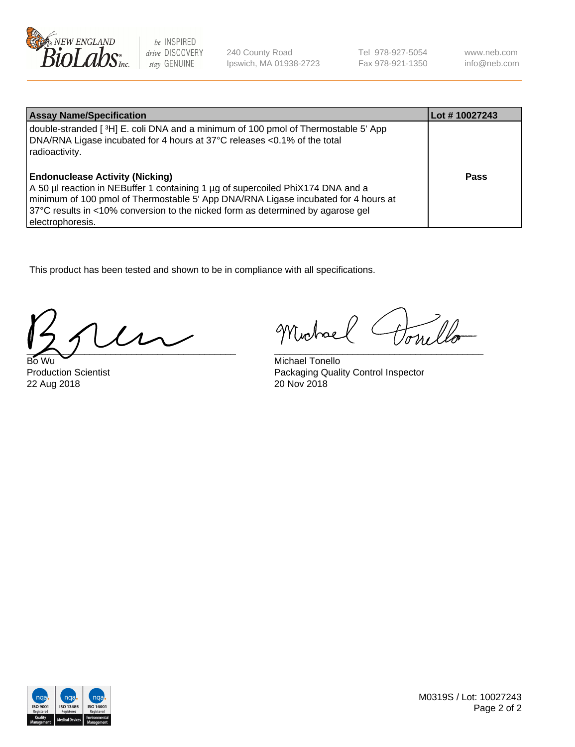| Assay Name/Specification | Lot # 10027243 |
| --- | --- |
| double-stranded [ $^3$H] E. coli DNA and a minimum of 100 pmol of Thermostable 5' App DNA/RNA Ligase incubated for 4 hours at 37°C releases <0.1% of the total radioactivity. | |
| **Endonuclease Activity (Nicking)**<br>A 50 µl reaction in NEBuffer 1 containing 1 µg of supercoiled PhiX174 DNA and a minimum of 100 pmol of Thermostable 5' App DNA/RNA Ligase incubated for 4 hours at 37°C results in <10% conversion to the nicked form as determined by agarose gel electrophoresis. | **Pass** |

This product has been tested and shown to be in compliance with all specifications.

Bo Wu
Production Scientist
22 Aug 2018

Michael Tonello
Packaging Quality Control Inspector
20 Nov 2018

M0319S / Lot: 10027243